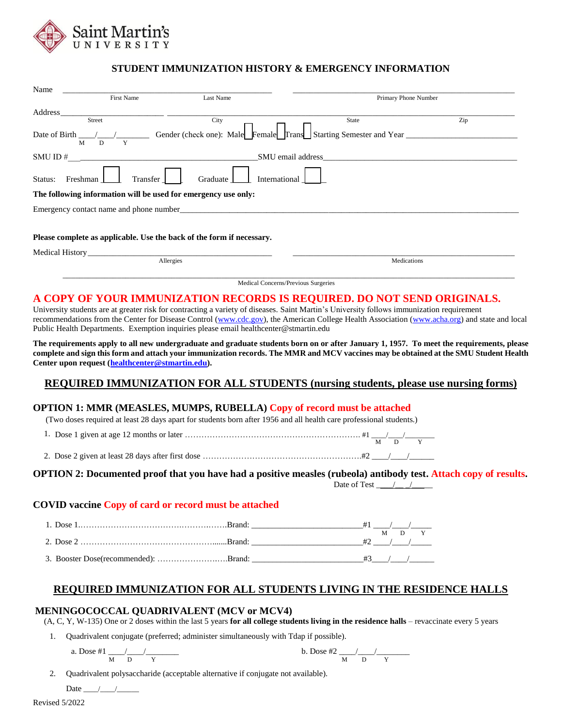Saint Martin's UNIVERSITY

## STUDENT IMMUNIZATION HISTORY & EMERGENCY INFORMATION

Name ______________________________ ______________________________ ______________________________
First Name Last Name Primary Phone Number

Address______________________ ______________________________ ______________________ ______
Street City State Zip

Date of Birth ____/____/________ Gender (check one): Male ☐ Female ☐ Trans ☐ Starting Semester and Year ______________________
M D Y

SMU ID #______________________________ SMU email address______________________________

Status: Freshman ☐ Transfer ☐ Graduate ☐ International ☐

**The following information will be used for emergency use only:**

Emergency contact name and phone number________________________________________________

**Please complete as applicable. Use the back of the form if necessary.**

Medical History______________________________ ______________________________
Allergies Medications

______________________________________________________________
Medical Concerns/Previous Surgeries

## A COPY OF YOUR IMMUNIZATION RECORDS IS REQUIRED. DO NOT SEND ORIGINALS.

University students are at greater risk for contracting a variety of diseases. Saint Martin's University follows immunization requirement recommendations from the Center for Disease Control (www.cdc.gov), the American College Health Association (www.acha.org) and state and local Public Health Departments. Exemption inquiries please email healthcenter@stmartin.edu

**The requirements apply to all new undergraduate and graduate students born on or after January 1, 1957. To meet the requirements, please complete and sign this form and attach your immunization records. The MMR and MCV vaccines may be obtained at the SMU Student Health Center upon request (healthcenter@stmartin.edu).**

## REQUIRED IMMUNIZATION FOR ALL STUDENTS (nursing students, please use nursing forms)

### OPTION 1: MMR (MEASLES, MUMPS, RUBELLA) Copy of record must be attached

(Two doses required at least 28 days apart for students born after 1956 and all health care professional students.)

1. Dose 1 given at age 12 months or later ……………………………………………………. #1 ____/____/________
M D Y
2. Dose 2 given at least 28 days after first dose ……………………………………………….#2 ____/____/______

### OPTION 2: Documented proof that you have had a positive measles (rubeola) antibody test. Attach copy of results.

Date of Test ____/____/____

### COVID vaccine Copy of card or record must be attached

1. Dose 1……………………………………………….Brand: ________________________#1 ____/____/_____
M D Y
2. Dose 2 …………………………………………......Brand: ________________________#2 ____/____/_____
3. Booster Dose(recommended): ……………………..…Brand: ________________________#3____/____/______

## REQUIRED IMMUNIZATION FOR ALL STUDENTS LIVING IN THE RESIDENCE HALLS

### MENINGOCOCCAL QUADRIVALENT (MCV or MCV4)

(A, C, Y, W-135) One or 2 doses within the last 5 years **for all college students living in the residence halls** – revaccinate every 5 years

1. Quadrivalent conjugate (preferred; administer simultaneously with Tdap if possible).

   a. Dose #1 ____/____/________ b. Dose #2 ____/____/________
   M D Y M D Y

2. Quadrivalent polysaccharide (acceptable alternative if conjugate not available).

   Date ____/____/______

Revised 5/2022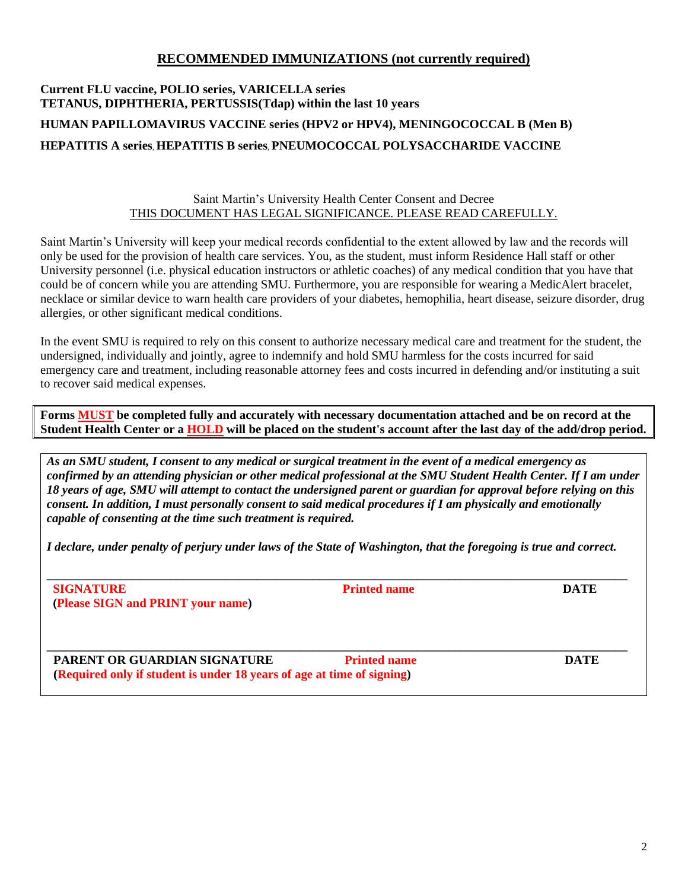## RECOMMENDED IMMUNIZATIONS (not currently required)

**Current FLU vaccine, POLIO series, VARICELLA series**
**TETANUS, DIPHTHERIA, PERTUSSIS(Tdap) within the last 10 years**

**HUMAN PAPILLOMAVIRUS VACCINE series (HPV2 or HPV4), MENINGOCOCCAL B (Men B)**

**HEPATITIS A series, HEPATITIS B series, PNEUMOCOCCAL POLYSACCHARIDE VACCINE**

Saint Martin's University Health Center Consent and Decree
THIS DOCUMENT HAS LEGAL SIGNIFICANCE. PLEASE READ CAREFULLY.

Saint Martin's University will keep your medical records confidential to the extent allowed by law and the records will only be used for the provision of health care services. You, as the student, must inform Residence Hall staff or other University personnel (i.e. physical education instructors or athletic coaches) of any medical condition that you have that could be of concern while you are attending SMU. Furthermore, you are responsible for wearing a MedicAlert bracelet, necklace or similar device to warn health care providers of your diabetes, hemophilia, heart disease, seizure disorder, drug allergies, or other significant medical conditions.

In the event SMU is required to rely on this consent to authorize necessary medical care and treatment for the student, the undersigned, individually and jointly, agree to indemnify and hold SMU harmless for the costs incurred for said emergency care and treatment, including reasonable attorney fees and costs incurred in defending and/or instituting a suit to recover said medical expenses.

**Forms MUST be completed fully and accurately with necessary documentation attached and be on record at the Student Health Center or a HOLD will be placed on the student's account after the last day of the add/drop period.**

***As an SMU student, I consent to any medical or surgical treatment in the event of a medical emergency as confirmed by an attending physician or other medical professional at the SMU Student Health Center. If I am under 18 years of age, SMU will attempt to contact the undersigned parent or guardian for approval before relying on this consent. In addition, I must personally consent to said medical procedures if I am physically and emotionally capable of consenting at the time such treatment is required.***

***I declare, under penalty of perjury under laws of the State of Washington, that the foregoing is true and correct.***

\_\_\_\_\_\_\_\_\_\_\_\_\_\_\_\_\_\_\_\_\_\_\_\_\_\_\_\_\_\_\_\_\_\_\_\_\_\_\_\_\_\_\_\_\_\_\_\_\_\_\_\_\_\_\_\_\_\_\_\_\_\_\_\_\_\_\_\_\_\_\_\_\_\_\_\_\_\_

**SIGNATURE** **Printed name** **DATE**
**(Please SIGN and PRINT your name)**

\_\_\_\_\_\_\_\_\_\_\_\_\_\_\_\_\_\_\_\_\_\_\_\_\_\_\_\_\_\_\_\_\_\_\_\_\_\_\_\_\_\_\_\_\_\_\_\_\_\_\_\_\_\_\_\_\_\_\_\_\_\_\_\_\_\_\_\_\_\_\_\_\_\_\_\_\_\_

**PARENT OR GUARDIAN SIGNATURE** **Printed name** **DATE**
**(Required only if student is under 18 years of age at time of signing)**